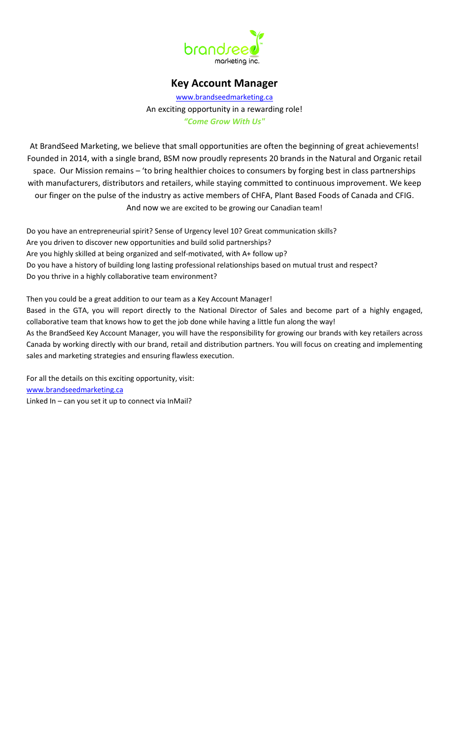brandseed
marketing inc.

# Key Account Manager

www.brandseedmarketing.ca

An exciting opportunity in a rewarding role!

***"Come Grow With Us"***

At BrandSeed Marketing, we believe that small opportunities are often the beginning of great achievements! Founded in 2014, with a single brand, BSM now proudly represents 20 brands in the Natural and Organic retail space. Our Mission remains – 'to bring healthier choices to consumers by forging best in class partnerships with manufacturers, distributors and retailers, while staying committed to continuous improvement. We keep our finger on the pulse of the industry as active members of CHFA, Plant Based Foods of Canada and CFIG. And now we are excited to be growing our Canadian team!

Do you have an entrepreneurial spirit? Sense of Urgency level 10? Great communication skills?
Are you driven to discover new opportunities and build solid partnerships?
Are you highly skilled at being organized and self-motivated, with A+ follow up?
Do you have a history of building long lasting professional relationships based on mutual trust and respect?
Do you thrive in a highly collaborative team environment?

Then you could be a great addition to our team as a Key Account Manager!

Based in the GTA, you will report directly to the National Director of Sales and become part of a highly engaged, collaborative team that knows how to get the job done while having a little fun along the way!

As the BrandSeed Key Account Manager, you will have the responsibility for growing our brands with key retailers across Canada by working directly with our brand, retail and distribution partners. You will focus on creating and implementing sales and marketing strategies and ensuring flawless execution.

For all the details on this exciting opportunity, visit:
www.brandseedmarketing.ca
Linked In – can you set it up to connect via InMail?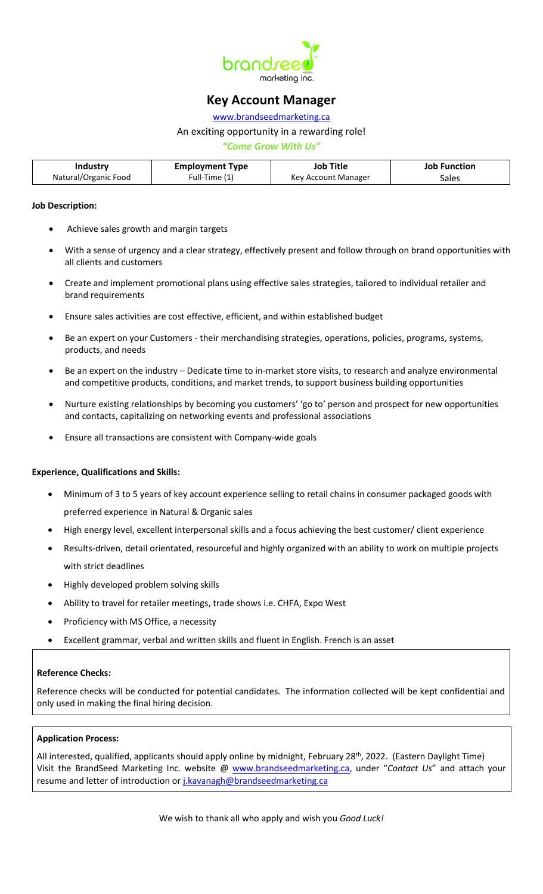# Key Account Manager

www.brandseedmarketing.ca

An exciting opportunity in a rewarding role!

***"Come Grow With Us"***

| Industry | Employment Type | Job Title | Job Function |
| --- | --- | --- | --- |
| Natural/Organic Food | Full-Time (1) | Key Account Manager | Sales |

**Job Description:**

- Achieve sales growth and margin targets
- With a sense of urgency and a clear strategy, effectively present and follow through on brand opportunities with all clients and customers
- Create and implement promotional plans using effective sales strategies, tailored to individual retailer and brand requirements
- Ensure sales activities are cost effective, efficient, and within established budget
- Be an expert on your Customers - their merchandising strategies, operations, policies, programs, systems, products, and needs
- Be an expert on the industry – Dedicate time to in-market store visits, to research and analyze environmental and competitive products, conditions, and market trends, to support business building opportunities
- Nurture existing relationships by becoming you customers' 'go to' person and prospect for new opportunities and contacts, capitalizing on networking events and professional associations
- Ensure all transactions are consistent with Company-wide goals

**Experience, Qualifications and Skills:**

- Minimum of 3 to 5 years of key account experience selling to retail chains in consumer packaged goods with preferred experience in Natural & Organic sales
- High energy level, excellent interpersonal skills and a focus achieving the best customer/ client experience
- Results-driven, detail orientated, resourceful and highly organized with an ability to work on multiple projects with strict deadlines
- Highly developed problem solving skills
- Ability to travel for retailer meetings, trade shows i.e. CHFA, Expo West
- Proficiency with MS Office, a necessity
- Excellent grammar, verbal and written skills and fluent in English. French is an asset

**Reference Checks:**

Reference checks will be conducted for potential candidates. The information collected will be kept confidential and only used in making the final hiring decision.

**Application Process:**

All interested, qualified, applicants should apply online by midnight, February 28th, 2022. (Eastern Daylight Time) Visit the BrandSeed Marketing Inc. website @ www.brandseedmarketing.ca, under "*Contact Us*" and attach your resume and letter of introduction or j.kavanagh@brandseedmarketing.ca

We wish to thank all who apply and wish you *Good Luck!*